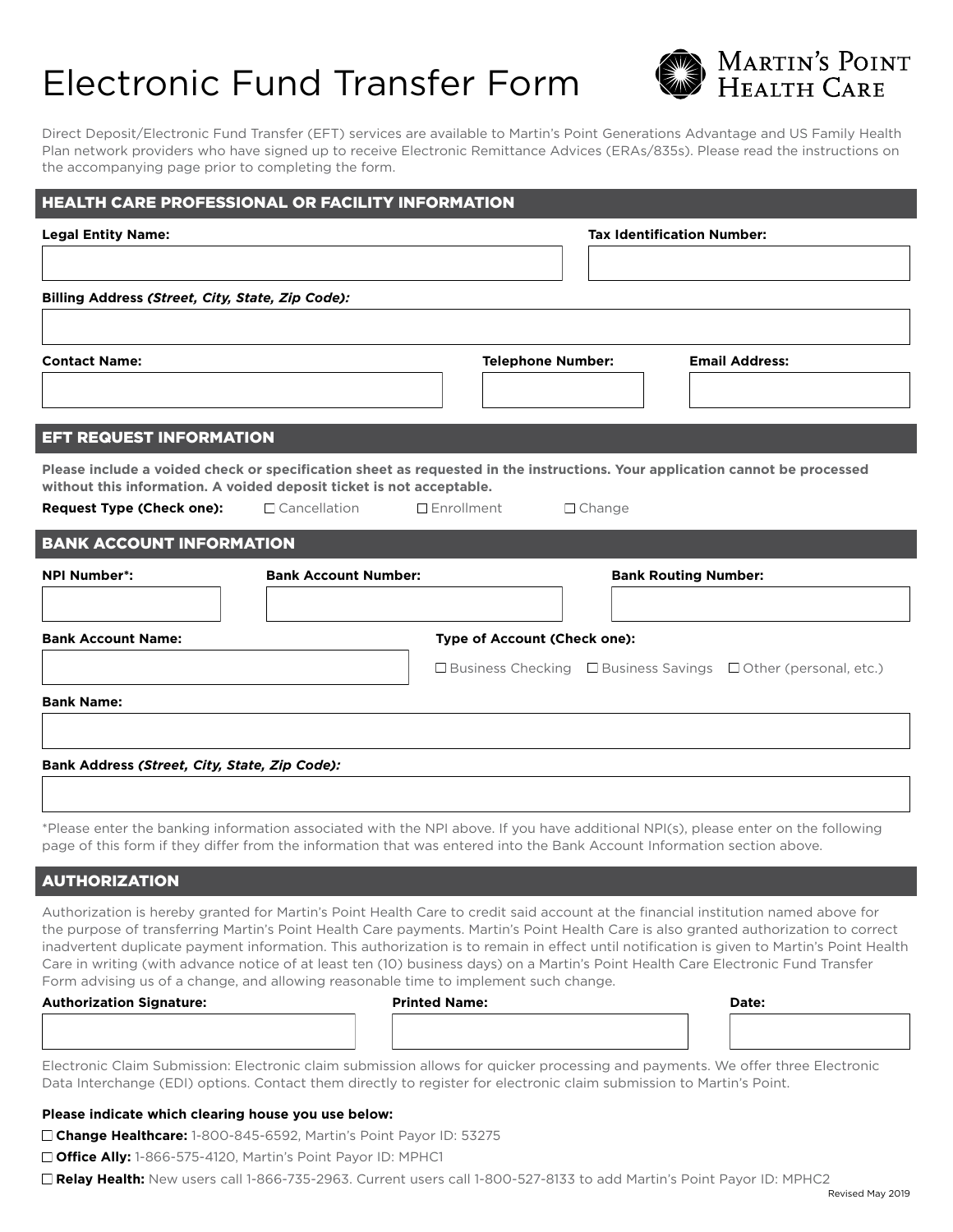# Electronic Fund Transfer Form

Martin's Point Health Care

Direct Deposit/Electronic Fund Transfer (EFT) services are available to Martin's Point Generations Advantage and US Family Health Plan network providers who have signed up to receive Electronic Remittance Advices (ERAs/835s). Please read the instructions on the accompanying page prior to completing the form.

## HEALTH CARE PROFESSIONAL OR FACILITY INFORMATION

**Legal Entity Name:**

**Tax Identification Number:**

**Billing Address *(Street, City, State, Zip Code):***

**Contact Name:**

**Telephone Number:**

**Email Address:**

## EFT REQUEST INFORMATION

**Please include a voided check or specification sheet as requested in the instructions. Your application cannot be processed without this information. A voided deposit ticket is not acceptable.**

**Request Type (Check one):** ☐ Cancellation ☐ Enrollment ☐ Change

## BANK ACCOUNT INFORMATION

**NPI Number*:**

**Bank Account Number:**

**Bank Routing Number:**

**Bank Account Name:**

**Type of Account (Check one):** ☐ Business Checking ☐ Business Savings ☐ Other (personal, etc.)

**Bank Name:**

**Bank Address *(Street, City, State, Zip Code):***

*Please enter the banking information associated with the NPI above. If you have additional NPI(s), please enter on the following page of this form if they differ from the information that was entered into the Bank Account Information section above.

## AUTHORIZATION

Authorization is hereby granted for Martin's Point Health Care to credit said account at the financial institution named above for the purpose of transferring Martin's Point Health Care payments. Martin's Point Health Care is also granted authorization to correct inadvertent duplicate payment information. This authorization is to remain in effect until notification is given to Martin's Point Health Care in writing (with advance notice of at least ten (10) business days) on a Martin's Point Health Care Electronic Fund Transfer Form advising us of a change, and allowing reasonable time to implement such change.

**Authorization Signature:**

**Printed Name:**

**Date:**

Electronic Claim Submission: Electronic claim submission allows for quicker processing and payments. We offer three Electronic Data Interchange (EDI) options. Contact them directly to register for electronic claim submission to Martin's Point.

**Please indicate which clearing house you use below:**

☐ **Change Healthcare:** 1-800-845-6592, Martin's Point Payor ID: 53275

☐ **Office Ally:** 1-866-575-4120, Martin's Point Payor ID: MPHC1

☐ **Relay Health:** New users call 1-866-735-2963. Current users call 1-800-527-8133 to add Martin's Point Payor ID: MPHC2

Revised May 2019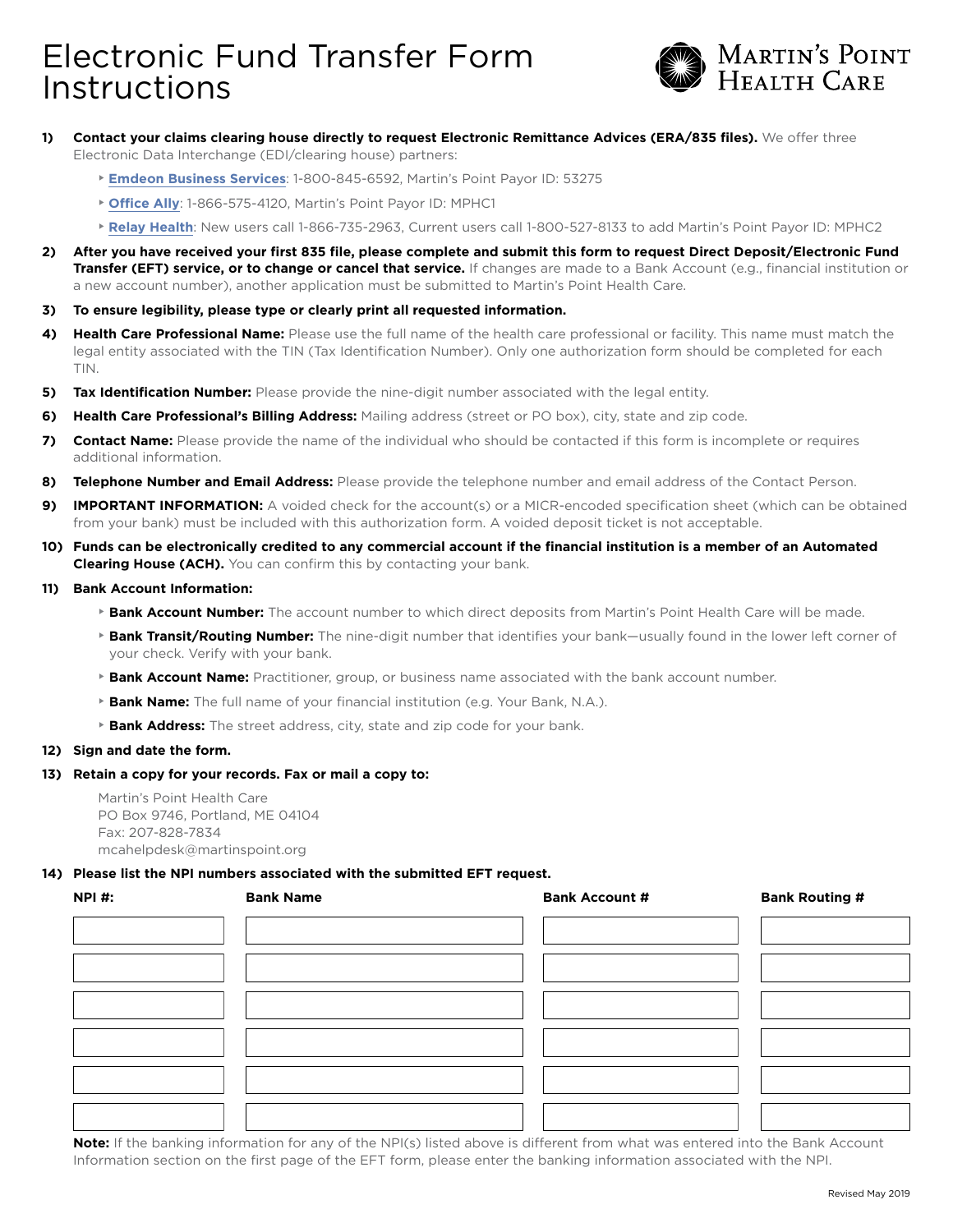# Electronic Fund Transfer Form Instructions

MARTIN'S POINT HEALTH CARE

1) **Contact your claims clearing house directly to request Electronic Remittance Advices (ERA/835 files).** We offer three Electronic Data Interchange (EDI/clearing house) partners:
   - **Emdeon Business Services**: 1-800-845-6592, Martin's Point Payor ID: 53275
   - **Office Ally**: 1-866-575-4120, Martin's Point Payor ID: MPHC1
   - **Relay Health**: New users call 1-866-735-2963, Current users call 1-800-527-8133 to add Martin's Point Payor ID: MPHC2
2) **After you have received your first 835 file, please complete and submit this form to request Direct Deposit/Electronic Fund Transfer (EFT) service, or to change or cancel that service.** If changes are made to a Bank Account (e.g., financial institution or a new account number), another application must be submitted to Martin's Point Health Care.
3) **To ensure legibility, please type or clearly print all requested information.**
4) **Health Care Professional Name:** Please use the full name of the health care professional or facility. This name must match the legal entity associated with the TIN (Tax Identification Number). Only one authorization form should be completed for each TIN.
5) **Tax Identification Number:** Please provide the nine-digit number associated with the legal entity.
6) **Health Care Professional's Billing Address:** Mailing address (street or PO box), city, state and zip code.
7) **Contact Name:** Please provide the name of the individual who should be contacted if this form is incomplete or requires additional information.
8) **Telephone Number and Email Address:** Please provide the telephone number and email address of the Contact Person.
9) **IMPORTANT INFORMATION:** A voided check for the account(s) or a MICR-encoded specification sheet (which can be obtained from your bank) must be included with this authorization form. A voided deposit ticket is not acceptable.
10) **Funds can be electronically credited to any commercial account if the financial institution is a member of an Automated Clearing House (ACH).** You can confirm this by contacting your bank.
11) **Bank Account Information:**
    - **Bank Account Number:** The account number to which direct deposits from Martin's Point Health Care will be made.
    - **Bank Transit/Routing Number:** The nine-digit number that identifies your bank—usually found in the lower left corner of your check. Verify with your bank.
    - **Bank Account Name:** Practitioner, group, or business name associated with the bank account number.
    - **Bank Name:** The full name of your financial institution (e.g. Your Bank, N.A.).
    - **Bank Address:** The street address, city, state and zip code for your bank.
12) **Sign and date the form.**
13) **Retain a copy for your records. Fax or mail a copy to:**

    Martin's Point Health Care
    PO Box 9746, Portland, ME 04104
    Fax: 207-828-7834
    mcahelpdesk@martinspoint.org

14) **Please list the NPI numbers associated with the submitted EFT request.**

| NPI #: | Bank Name | Bank Account # | Bank Routing # |
|---|---|---|---|
| | | | |
| | | | |
| | | | |
| | | | |
| | | | |
| | | | |

**Note:** If the banking information for any of the NPI(s) listed above is different from what was entered into the Bank Account Information section on the first page of the EFT form, please enter the banking information associated with the NPI.

Revised May 2019